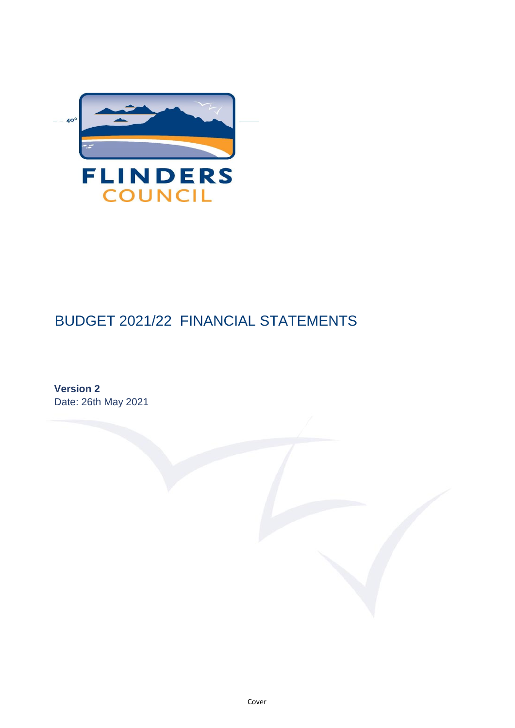FLINDERS
COUNCIL

# BUDGET 2021/22 FINANCIAL STATEMENTS

**Version 2**
Date: 26th May 2021

Cover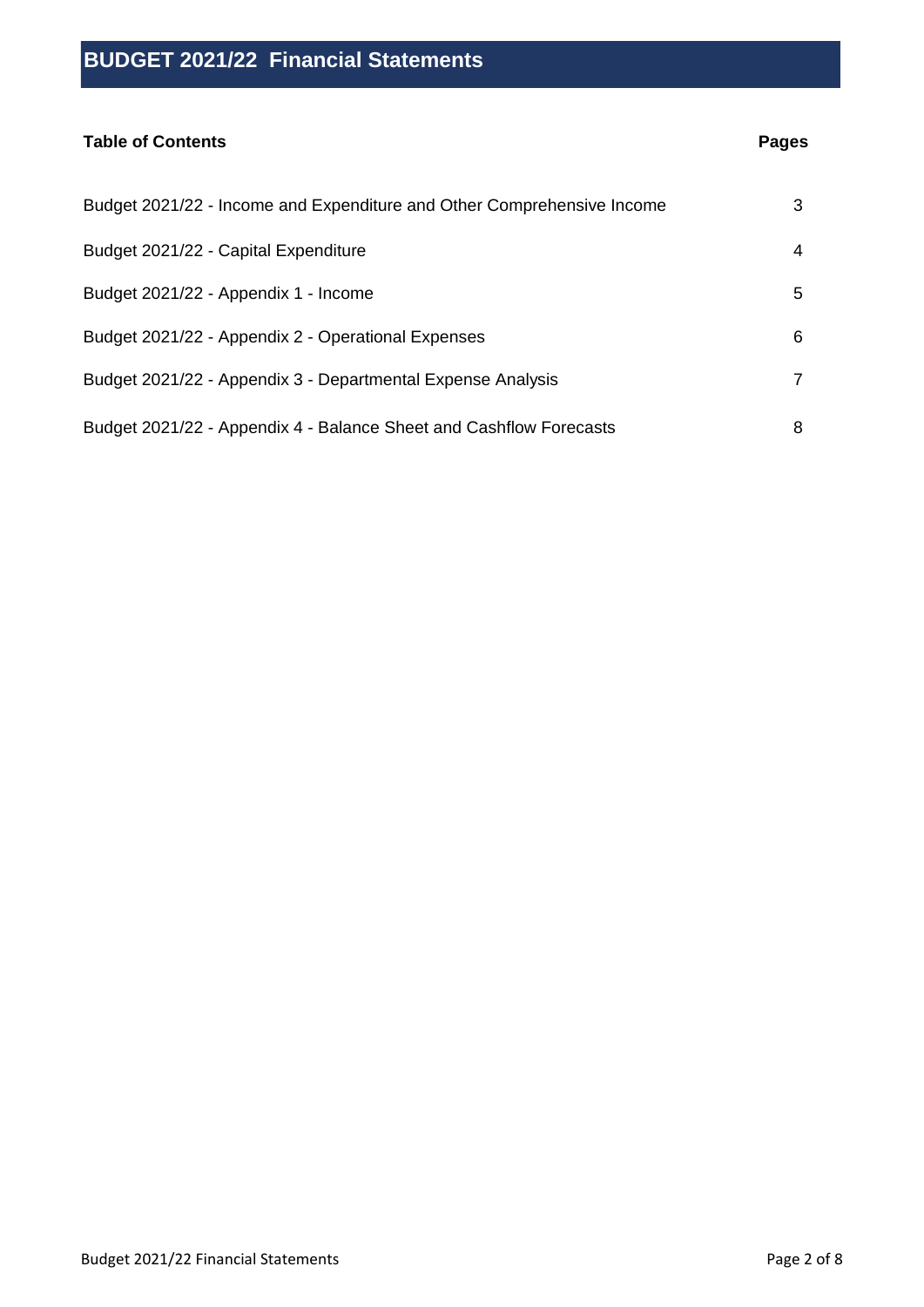# BUDGET 2021/22 Financial Statements

| **Table of Contents** | **Pages** |
|---|---|
| Budget 2021/22 - Income and Expenditure and Other Comprehensive Income | 3 |
| Budget 2021/22 - Capital Expenditure | 4 |
| Budget 2021/22 - Appendix 1 - Income | 5 |
| Budget 2021/22 - Appendix 2 - Operational Expenses | 6 |
| Budget 2021/22 - Appendix 3 - Departmental Expense Analysis | 7 |
| Budget 2021/22 - Appendix 4 - Balance Sheet and Cashflow Forecasts | 8 |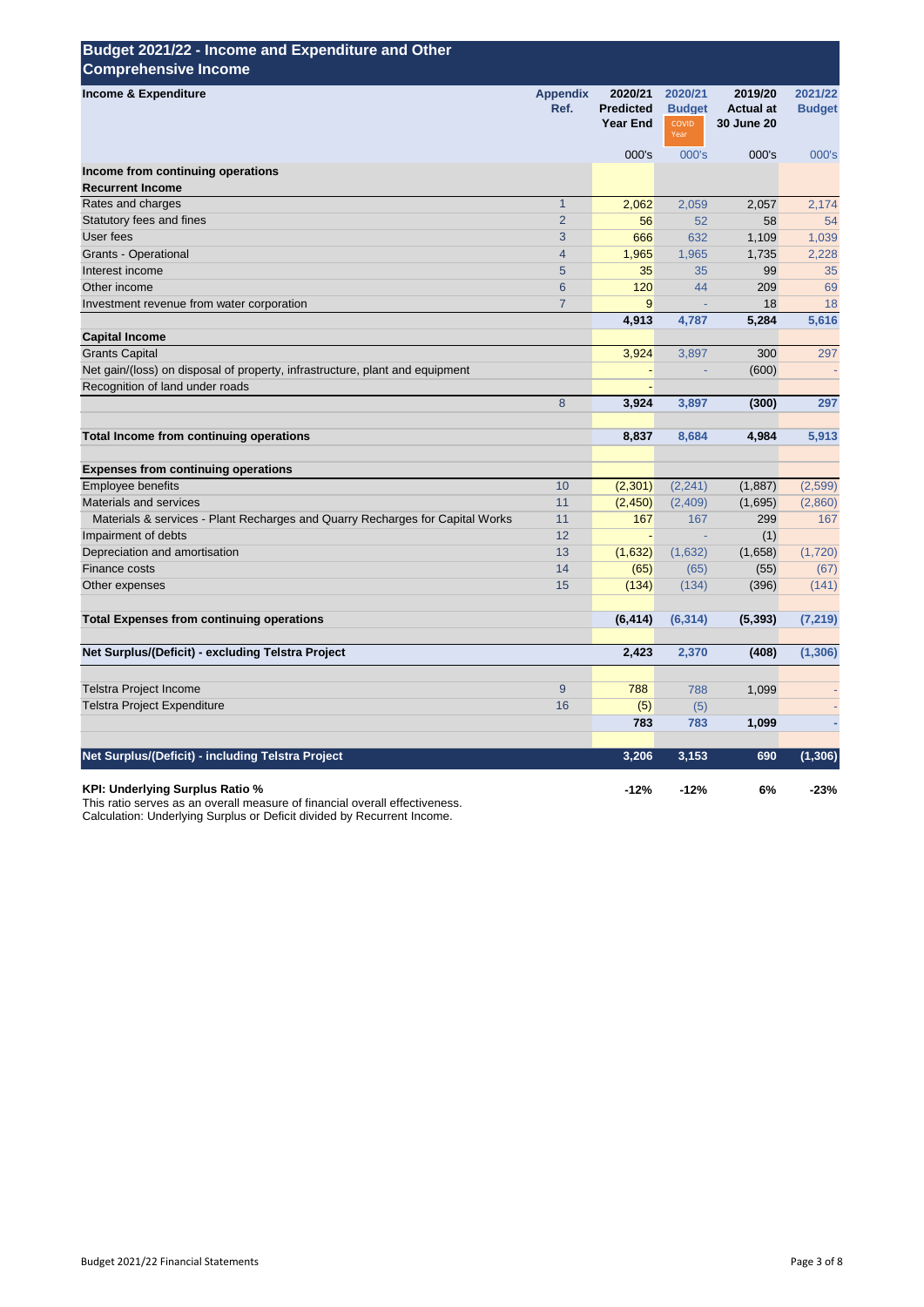# Budget 2021/22 - Income and Expenditure and Other Comprehensive Income

| Income & Expenditure | Appendix Ref. | 2020/21 Predicted Year End | 2020/21 Budget COVID Year | 2019/20 Actual at 30 June 20 | 2021/22 Budget |
|---|---|---|---|---|---|
| | | 000's | 000's | 000's | 000's |
| **Income from continuing operations** | | | | | |
| **Recurrent Income** | | | | | |
| Rates and charges | 1 | 2,062 | 2,059 | 2,057 | 2,174 |
| Statutory fees and fines | 2 | 56 | 52 | 58 | 54 |
| User fees | 3 | 666 | 632 | 1,109 | 1,039 |
| Grants - Operational | 4 | 1,965 | 1,965 | 1,735 | 2,228 |
| Interest income | 5 | 35 | 35 | 99 | 35 |
| Other income | 6 | 120 | 44 | 209 | 69 |
| Investment revenue from water corporation | 7 | 9 | - | 18 | 18 |
| | | **4,913** | **4,787** | **5,284** | **5,616** |
| **Capital Income** | | | | | |
| Grants Capital | | 3,924 | 3,897 | 300 | 297 |
| Net gain/(loss) on disposal of property, infrastructure, plant and equipment | | - | - | (600) | - |
| Recognition of land under roads | | - | | | |
| | 8 | **3,924** | **3,897** | **(300)** | **297** |
| **Total Income from continuing operations** | | **8,837** | **8,684** | **4,984** | **5,913** |
| **Expenses from continuing operations** | | | | | |
| Employee benefits | 10 | (2,301) | (2,241) | (1,887) | (2,599) |
| Materials and services | 11 | (2,450) | (2,409) | (1,695) | (2,860) |
| Materials & services - Plant Recharges and Quarry Recharges for Capital Works | 11 | 167 | 167 | 299 | 167 |
| Impairment of debts | 12 | - | - | (1) | |
| Depreciation and amortisation | 13 | (1,632) | (1,632) | (1,658) | (1,720) |
| Finance costs | 14 | (65) | (65) | (55) | (67) |
| Other expenses | 15 | (134) | (134) | (396) | (141) |
| **Total Expenses from continuing operations** | | **(6,414)** | **(6,314)** | **(5,393)** | **(7,219)** |
| **Net Surplus/(Deficit) - excluding Telstra Project** | | **2,423** | **2,370** | **(408)** | **(1,306)** |
| Telstra Project Income | 9 | 788 | 788 | 1,099 | - |
| Telstra Project Expenditure | 16 | (5) | (5) | | - |
| | | **783** | **783** | **1,099** | **-** |
| **Net Surplus/(Deficit) - including Telstra Project** | | **3,206** | **3,153** | **690** | **(1,306)** |
| **KPI: Underlying Surplus Ratio %** | | **-12%** | **-12%** | **6%** | **-23%** |

This ratio serves as an overall measure of financial overall effectiveness.
Calculation: Underlying Surplus or Deficit divided by Recurrent Income.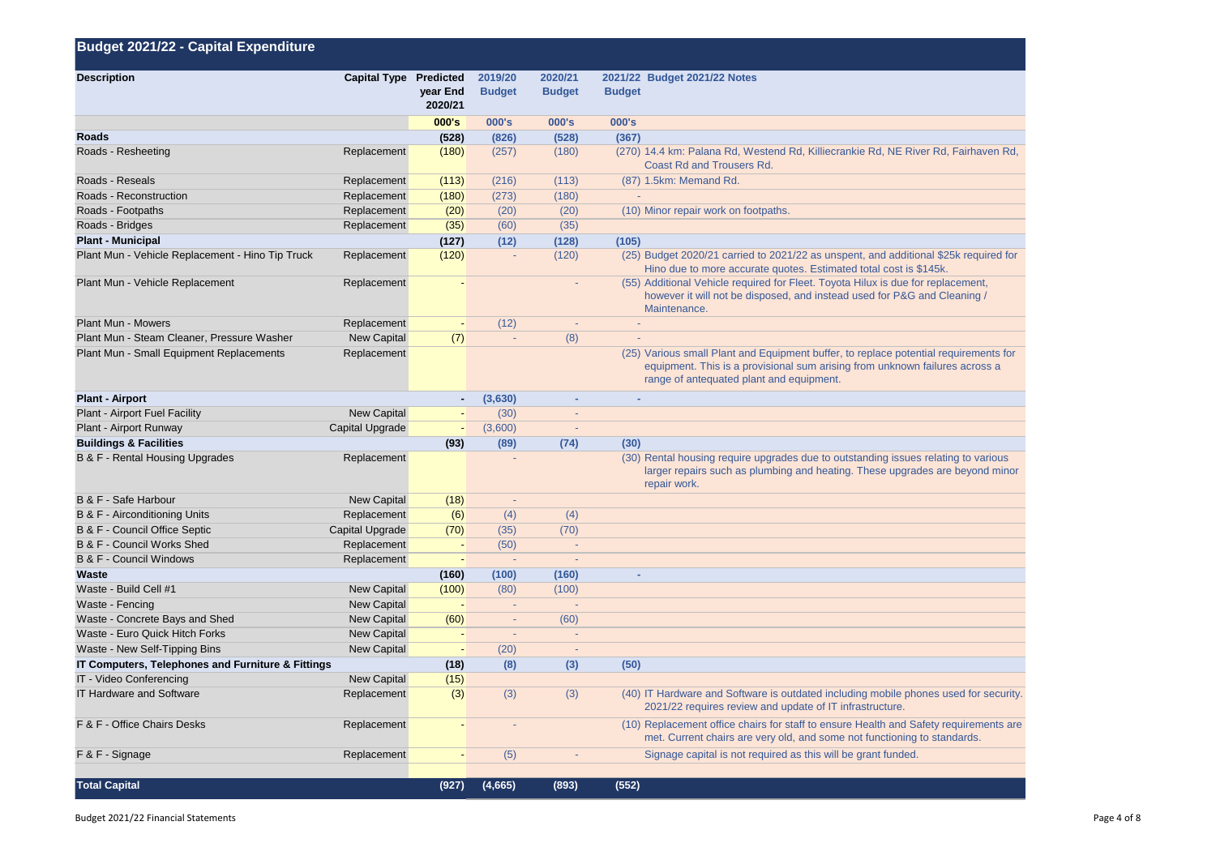## Budget 2021/22 - Capital Expenditure

| Description | Capital Type | Predicted year End 2020/21 | 2019/20 Budget | 2020/21 Budget | 2021/22 Budget | Budget 2021/22 Notes |
|---|---|---|---|---|---|---|
| | | 000's | 000's | 000's | 000's | |
| **Roads** | | **(528)** | **(826)** | **(528)** | **(367)** | |
| Roads - Resheeting | Replacement | (180) | (257) | (180) | (270) | 14.4 km: Palana Rd, Westend Rd, Killiecrankie Rd, NE River Rd, Fairhaven Rd, Coast Rd and Trousers Rd. |
| Roads - Reseals | Replacement | (113) | (216) | (113) | (87) | 1.5km: Memand Rd. |
| Roads - Reconstruction | Replacement | (180) | (273) | (180) | - | |
| Roads - Footpaths | Replacement | (20) | (20) | (20) | (10) | Minor repair work on footpaths. |
| Roads - Bridges | Replacement | (35) | (60) | (35) | | |
| **Plant - Municipal** | | **(127)** | **(12)** | **(128)** | **(105)** | |
| Plant Mun - Vehicle Replacement - Hino Tip Truck | Replacement | (120) | - | (120) | (25) | Budget 2020/21 carried to 2021/22 as unspent, and additional $25k required for Hino due to more accurate quotes. Estimated total cost is $145k. |
| Plant Mun - Vehicle Replacement | Replacement | - | | - | (55) | Additional Vehicle required for Fleet. Toyota Hilux is due for replacement, however it will not be disposed, and instead used for P&G and Cleaning / Maintenance. |
| Plant Mun - Mowers | Replacement | - | (12) | - | - | |
| Plant Mun - Steam Cleaner, Pressure Washer | New Capital | (7) | - | (8) | - | |
| Plant Mun - Small Equipment Replacements | Replacement | | | | (25) | Various small Plant and Equipment buffer, to replace potential requirements for equipment. This is a provisional sum arising from unknown failures across a range of antequated plant and equipment. |
| **Plant - Airport** | | **-** | **(3,630)** | **-** | **-** | |
| Plant - Airport Fuel Facility | New Capital | - | (30) | - | | |
| Plant - Airport Runway | Capital Upgrade | - | (3,600) | - | | |
| **Buildings & Facilities** | | **(93)** | **(89)** | **(74)** | **(30)** | |
| B & F - Rental Housing Upgrades | Replacement | | - | | (30) | Rental housing require upgrades due to outstanding issues relating to various larger repairs such as plumbing and heating. These upgrades are beyond minor repair work. |
| B & F - Safe Harbour | New Capital | (18) | - | | | |
| B & F - Airconditioning Units | Replacement | (6) | (4) | (4) | | |
| B & F - Council Office Septic | Capital Upgrade | (70) | (35) | (70) | | |
| B & F - Council Works Shed | Replacement | - | (50) | - | | |
| B & F - Council Windows | Replacement | - | - | - | | |
| **Waste** | | **(160)** | **(100)** | **(160)** | **-** | |
| Waste - Build Cell #1 | New Capital | (100) | (80) | (100) | | |
| Waste - Fencing | New Capital | - | - | - | | |
| Waste - Concrete Bays and Shed | New Capital | (60) | - | (60) | | |
| Waste - Euro Quick Hitch Forks | New Capital | - | - | - | | |
| Waste - New Self-Tipping Bins | New Capital | - | (20) | - | | |
| **IT Computers, Telephones and Furniture & Fittings** | | **(18)** | **(8)** | **(3)** | **(50)** | |
| IT - Video Conferencing | New Capital | (15) | | | | |
| IT Hardware and Software | Replacement | (3) | (3) | (3) | (40) | IT Hardware and Software is outdated including mobile phones used for security. 2021/22 requires review and update of IT infrastructure. |
| F & F - Office Chairs Desks | Replacement | - | - | | (10) | Replacement office chairs for staff to ensure Health and Safety requirements are met. Current chairs are very old, and some not functioning to standards. |
| F & F - Signage | Replacement | - | (5) | - | | Signage capital is not required as this will be grant funded. |
| **Total Capital** | | **(927)** | **(4,665)** | **(893)** | **(552)** | |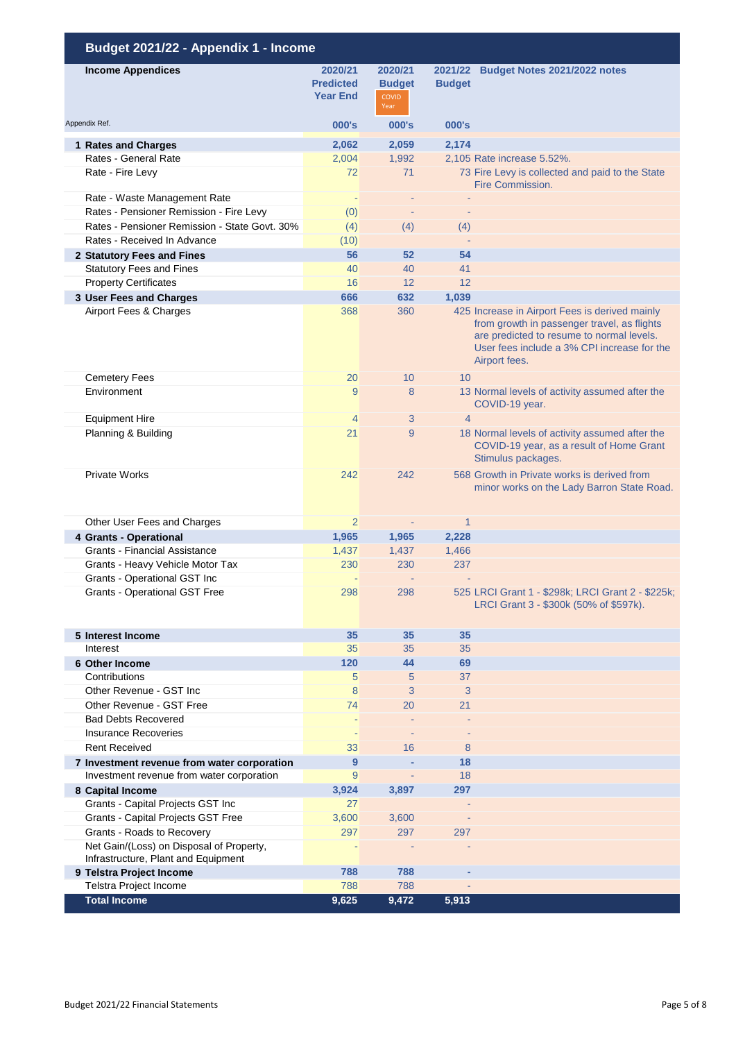# Budget 2021/22 - Appendix 1 - Income

| Income Appendices | 2020/21 Predicted Year End | 2020/21 Budget COVID Year | 2021/22 Budget | Budget Notes 2021/2022 notes |
|---|---|---|---|---|
| Appendix Ref. | 000's | 000's | 000's | |
| **1 Rates and Charges** | **2,062** | **2,059** | **2,174** | |
| Rates - General Rate | 2,004 | 1,992 | 2,105 | Rate increase 5.52%. |
| Rate - Fire Levy | 72 | 71 | 73 | Fire Levy is collected and paid to the State Fire Commission. |
| Rate - Waste Management Rate | - | - | - | |
| Rates - Pensioner Remission - Fire Levy | (0) | - | - | |
| Rates - Pensioner Remission - State Govt. 30% | (4) | (4) | (4) | |
| Rates - Received In Advance | (10) | | - | |
| **2 Statutory Fees and Fines** | **56** | **52** | **54** | |
| Statutory Fees and Fines | 40 | 40 | 41 | |
| Property Certificates | 16 | 12 | 12 | |
| **3 User Fees and Charges** | **666** | **632** | **1,039** | |
| Airport Fees & Charges | 368 | 360 | 425 | Increase in Airport Fees is derived mainly from growth in passenger travel, as flights are predicted to resume to normal levels. User fees include a 3% CPI increase for the Airport fees. |
| Cemetery Fees | 20 | 10 | 10 | |
| Environment | 9 | 8 | 13 | Normal levels of activity assumed after the COVID-19 year. |
| Equipment Hire | 4 | 3 | 4 | |
| Planning & Building | 21 | 9 | 18 | Normal levels of activity assumed after the COVID-19 year, as a result of Home Grant Stimulus packages. |
| Private Works | 242 | 242 | 568 | Growth in Private works is derived from minor works on the Lady Barron State Road. |
| Other User Fees and Charges | 2 | - | 1 | |
| **4 Grants - Operational** | **1,965** | **1,965** | **2,228** | |
| Grants - Financial Assistance | 1,437 | 1,437 | 1,466 | |
| Grants - Heavy Vehicle Motor Tax | 230 | 230 | 237 | |
| Grants - Operational GST Inc | - | - | - | |
| Grants - Operational GST Free | 298 | 298 | 525 | LRCI Grant 1 - $298k; LRCI Grant 2 - $225k; LRCI Grant 3 - $300k (50% of $597k). |
| **5 Interest Income** | **35** | **35** | **35** | |
| Interest | 35 | 35 | 35 | |
| **6 Other Income** | **120** | **44** | **69** | |
| Contributions | 5 | 5 | 37 | |
| Other Revenue - GST Inc | 8 | 3 | 3 | |
| Other Revenue - GST Free | 74 | 20 | 21 | |
| Bad Debts Recovered | - | - | - | |
| Insurance Recoveries | - | - | - | |
| Rent Received | 33 | 16 | 8 | |
| **7 Investment revenue from water corporation** | **9** | **-** | **18** | |
| Investment revenue from water corporation | 9 | - | 18 | |
| **8 Capital Income** | **3,924** | **3,897** | **297** | |
| Grants - Capital Projects GST Inc | 27 | | - | |
| Grants - Capital Projects GST Free | 3,600 | 3,600 | - | |
| Grants - Roads to Recovery | 297 | 297 | 297 | |
| Net Gain/(Loss) on Disposal of Property, Infrastructure, Plant and Equipment | - | - | - | |
| **9 Telstra Project Income** | **788** | **788** | **-** | |
| Telstra Project Income | 788 | 788 | - | |
| **Total Income** | **9,625** | **9,472** | **5,913** | |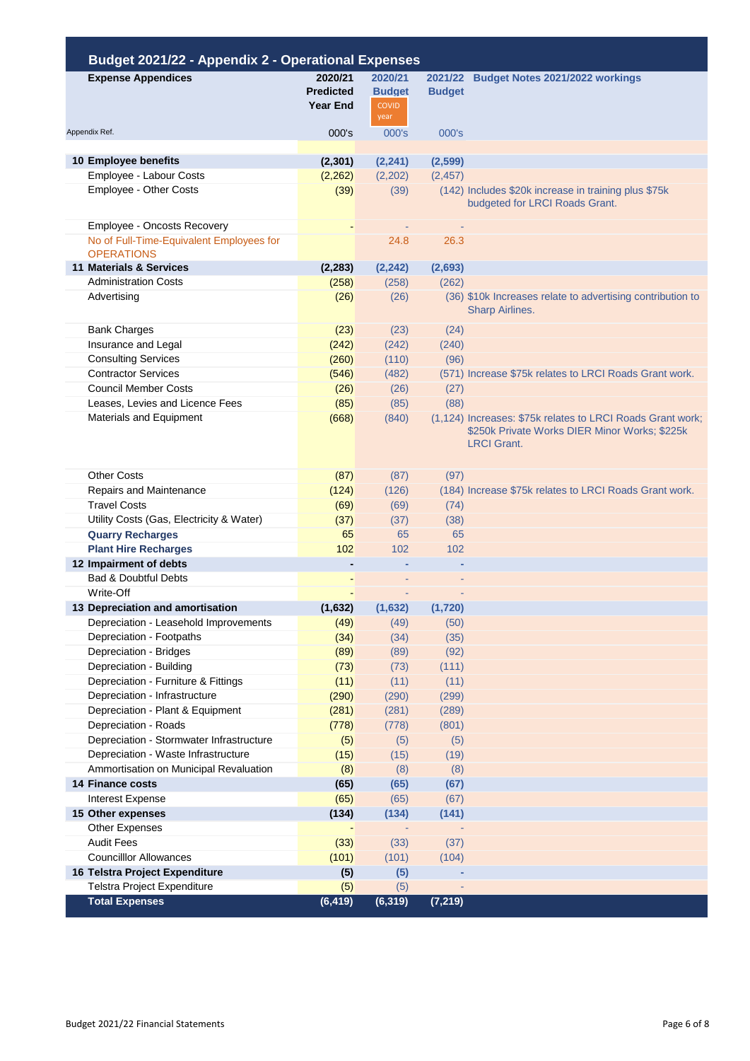## Budget 2021/22 - Appendix 2 - Operational Expenses

| Appendix Ref. | Expense Appendices | 2020/21 Predicted Year End | 2020/21 Budget COVID year | 2021/22 Budget | Budget Notes 2021/2022 workings |
|---|---|---|---|---|---|
| | | 000's | 000's | 000's | |
| 10 | **Employee benefits** | **(2,301)** | **(2,241)** | **(2,599)** | |
| | Employee - Labour Costs | (2,262) | (2,202) | (2,457) | |
| | Employee - Other Costs | (39) | (39) | (142) | Includes $20k increase in training plus $75k budgeted for LRCI Roads Grant. |
| | Employee - Oncosts Recovery | - | - | - | |
| | No of Full-Time-Equivalent Employees for OPERATIONS | | 24.8 | 26.3 | |
| 11 | **Materials & Services** | **(2,283)** | **(2,242)** | **(2,693)** | |
| | Administration Costs | (258) | (258) | (262) | |
| | Advertising | (26) | (26) | (36) | $10k Increases relate to advertising contribution to Sharp Airlines. |
| | Bank Charges | (23) | (23) | (24) | |
| | Insurance and Legal | (242) | (242) | (240) | |
| | Consulting Services | (260) | (110) | (96) | |
| | Contractor Services | (546) | (482) | (571) | Increase $75k relates to LRCI Roads Grant work. |
| | Council Member Costs | (26) | (26) | (27) | |
| | Leases, Levies and Licence Fees | (85) | (85) | (88) | |
| | Materials and Equipment | (668) | (840) | (1,124) | Increases: $75k relates to LRCI Roads Grant work; $250k Private Works DIER Minor Works; $225k LRCI Grant. |
| | Other Costs | (87) | (87) | (97) | |
| | Repairs and Maintenance | (124) | (126) | (184) | Increase $75k relates to LRCI Roads Grant work. |
| | Travel Costs | (69) | (69) | (74) | |
| | Utility Costs (Gas, Electricity & Water) | (37) | (37) | (38) | |
| | **Quarry Recharges** | 65 | 65 | 65 | |
| | **Plant Hire Recharges** | 102 | 102 | 102 | |
| 12 | **Impairment of debts** | **-** | **-** | **-** | |
| | Bad & Doubtful Debts | - | - | - | |
| | Write-Off | - | - | - | |
| 13 | **Depreciation and amortisation** | **(1,632)** | **(1,632)** | **(1,720)** | |
| | Depreciation - Leasehold Improvements | (49) | (49) | (50) | |
| | Depreciation - Footpaths | (34) | (34) | (35) | |
| | Depreciation - Bridges | (89) | (89) | (92) | |
| | Depreciation - Building | (73) | (73) | (111) | |
| | Depreciation - Furniture & Fittings | (11) | (11) | (11) | |
| | Depreciation - Infrastructure | (290) | (290) | (299) | |
| | Depreciation - Plant & Equipment | (281) | (281) | (289) | |
| | Depreciation - Roads | (778) | (778) | (801) | |
| | Depreciation - Stormwater Infrastructure | (5) | (5) | (5) | |
| | Depreciation - Waste Infrastructure | (15) | (15) | (19) | |
| | Ammortisation on Municipal Revaluation | (8) | (8) | (8) | |
| 14 | **Finance costs** | **(65)** | **(65)** | **(67)** | |
| | Interest Expense | (65) | (65) | (67) | |
| 15 | **Other expenses** | **(134)** | **(134)** | **(141)** | |
| | Other Expenses | - | - | - | |
| | Audit Fees | (33) | (33) | (37) | |
| | Councilllor Allowances | (101) | (101) | (104) | |
| 16 | **Telstra Project Expenditure** | **(5)** | **(5)** | **-** | |
| | Telstra Project Expenditure | (5) | (5) | - | |
| | **Total Expenses** | **(6,419)** | **(6,319)** | **(7,219)** | |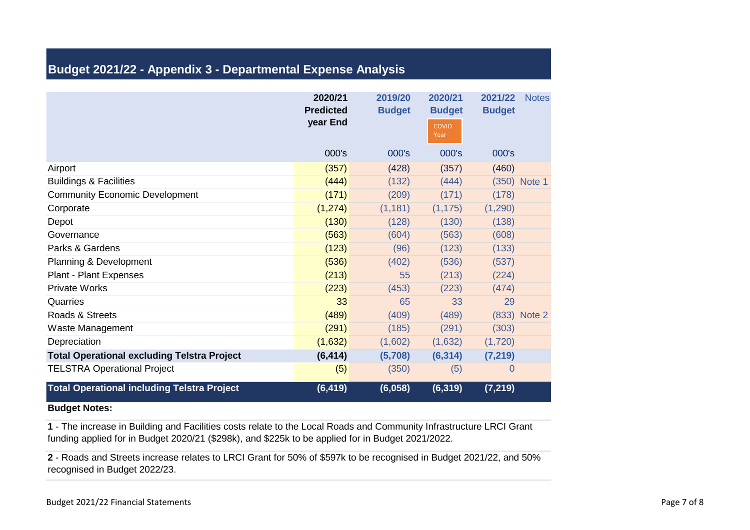## Budget 2021/22 - Appendix 3 - Departmental Expense Analysis

| | 2020/21 Predicted year End | 2019/20 Budget | 2020/21 Budget COVID Year | 2021/22 Budget | Notes |
|---|---|---|---|---|---|
| | 000's | 000's | 000's | 000's | |
| Airport | (357) | (428) | (357) | (460) | |
| Buildings & Facilities | (444) | (132) | (444) | (350) | Note 1 |
| Community Economic Development | (171) | (209) | (171) | (178) | |
| Corporate | (1,274) | (1,181) | (1,175) | (1,290) | |
| Depot | (130) | (128) | (130) | (138) | |
| Governance | (563) | (604) | (563) | (608) | |
| Parks & Gardens | (123) | (96) | (123) | (133) | |
| Planning & Development | (536) | (402) | (536) | (537) | |
| Plant - Plant Expenses | (213) | 55 | (213) | (224) | |
| Private Works | (223) | (453) | (223) | (474) | |
| Quarries | 33 | 65 | 33 | 29 | |
| Roads & Streets | (489) | (409) | (489) | (833) | Note 2 |
| Waste Management | (291) | (185) | (291) | (303) | |
| Depreciation | (1,632) | (1,602) | (1,632) | (1,720) | |
| **Total Operational excluding Telstra Project** | **(6,414)** | **(5,708)** | **(6,314)** | **(7,219)** | |
| TELSTRA Operational Project | (5) | (350) | (5) | 0 | |
| **Total Operational including Telstra Project** | **(6,419)** | **(6,058)** | **(6,319)** | **(7,219)** | |

**Budget Notes:**

**1** - The increase in Building and Facilities costs relate to the Local Roads and Community Infrastructure LRCI Grant funding applied for in Budget 2020/21 ($298k), and $225k to be applied for in Budget 2021/2022.

**2** - Roads and Streets increase relates to LRCI Grant for 50% of $597k to be recognised in Budget 2021/22, and 50% recognised in Budget 2022/23.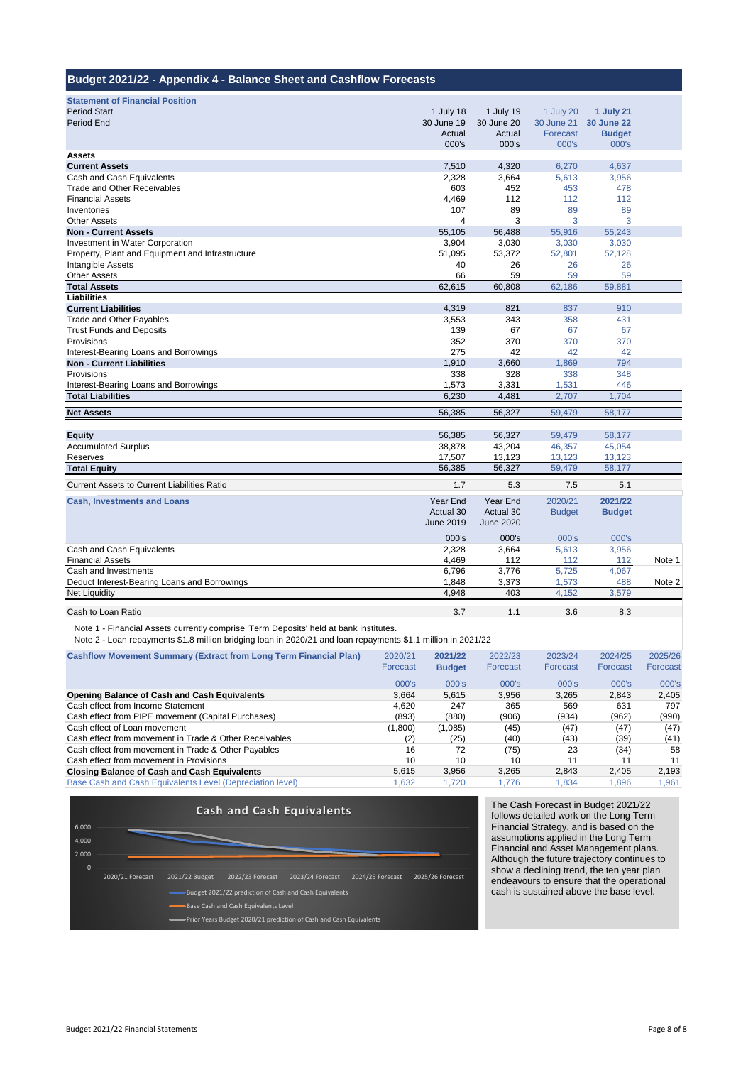## Budget 2021/22 - Appendix 4 - Balance Sheet and Cashflow Forecasts

| Statement of Financial Position | | | | |
|---|---|---|---|---|
| Period Start | 1 July 18 | 1 July 19 | 1 July 20 | **1 July 21** |
| Period End | 30 June 19 | 30 June 20 | 30 June 21 | **30 June 22** |
| | Actual | Actual | Forecast | **Budget** |
| | 000's | 000's | 000's | 000's |
| **Assets** | | | | |
| **Current Assets** | 7,510 | 4,320 | 6,270 | 4,637 |
| Cash and Cash Equivalents | 2,328 | 3,664 | 5,613 | 3,956 |
| Trade and Other Receivables | 603 | 452 | 453 | 478 |
| Financial Assets | 4,469 | 112 | 112 | 112 |
| Inventories | 107 | 89 | 89 | 89 |
| Other Assets | 4 | 3 | 3 | 3 |
| **Non - Current Assets** | 55,105 | 56,488 | 55,916 | 55,243 |
| Investment in Water Corporation | 3,904 | 3,030 | 3,030 | 3,030 |
| Property, Plant and Equipment and Infrastructure | 51,095 | 53,372 | 52,801 | 52,128 |
| Intangible Assets | 40 | 26 | 26 | 26 |
| Other Assets | 66 | 59 | 59 | 59 |
| **Total Assets** | 62,615 | 60,808 | 62,186 | 59,881 |
| **Liabilities** | | | | |
| **Current Liabilities** | 4,319 | 821 | 837 | 910 |
| Trade and Other Payables | 3,553 | 343 | 358 | 431 |
| Trust Funds and Deposits | 139 | 67 | 67 | 67 |
| Provisions | 352 | 370 | 370 | 370 |
| Interest-Bearing Loans and Borrowings | 275 | 42 | 42 | 42 |
| **Non - Current Liabilities** | 1,910 | 3,660 | 1,869 | 794 |
| Provisions | 338 | 328 | 338 | 348 |
| Interest-Bearing Loans and Borrowings | 1,573 | 3,331 | 1,531 | 446 |
| **Total Liabilities** | 6,230 | 4,481 | 2,707 | 1,704 |
| **Net Assets** | 56,385 | 56,327 | 59,479 | 58,177 |
| **Equity** | 56,385 | 56,327 | 59,479 | 58,177 |
| Accumulated Surplus | 38,878 | 43,204 | 46,357 | 45,054 |
| Reserves | 17,507 | 13,123 | 13,123 | 13,123 |
| **Total Equity** | 56,385 | 56,327 | 59,479 | 58,177 |
| Current Assets to Current Liabilities Ratio | 1.7 | 5.3 | 7.5 | 5.1 |

| Cash, Investments and Loans | Year End Actual 30 June 2019 | Year End Actual 30 June 2020 | 2020/21 Budget | **2021/22 Budget** | |
|---|---|---|---|---|---|
| | 000's | 000's | 000's | 000's | |
| Cash and Cash Equivalents | 2,328 | 3,664 | 5,613 | 3,956 | |
| Financial Assets | 4,469 | 112 | 112 | 112 | Note 1 |
| Cash and Investments | 6,796 | 3,776 | 5,725 | 4,067 | |
| Deduct Interest-Bearing Loans and Borrowings | 1,848 | 3,373 | 1,573 | 488 | Note 2 |
| Net Liquidity | 4,948 | 403 | 4,152 | 3,579 | |
| Cash to Loan Ratio | 3.7 | 1.1 | 3.6 | 8.3 | |

Note 1 - Financial Assets currently comprise 'Term Deposits' held at bank institutes.

Note 2 - Loan repayments $1.8 million bridging loan in 2020/21 and loan repayments $1.1 million in 2021/22

| Cashflow Movement Summary (Extract from Long Term Financial Plan) | 2020/21 Forecast | **2021/22 Budget** | 2022/23 Forecast | 2023/24 Forecast | 2024/25 Forecast | 2025/26 Forecast |
|---|---|---|---|---|---|---|
| | 000's | 000's | 000's | 000's | 000's | 000's |
| **Opening Balance of Cash and Cash Equivalents** | 3,664 | 5,615 | 3,956 | 3,265 | 2,843 | 2,405 |
| Cash effect from Income Statement | 4,620 | 247 | 365 | 569 | 631 | 797 |
| Cash effect from PIPE movement (Capital Purchases) | (893) | (880) | (906) | (934) | (962) | (990) |
| Cash effect of Loan movement | (1,800) | (1,085) | (45) | (47) | (47) | (47) |
| Cash effect from movement in Trade & Other Receivables | (2) | (25) | (40) | (43) | (39) | (41) |
| Cash effect from movement in Trade & Other Payables | 16 | 72 | (75) | 23 | (34) | 58 |
| Cash effect from movement in Provisions | 10 | 10 | 10 | 11 | 11 | 11 |
| **Closing Balance of Cash and Cash Equivalents** | 5,615 | 3,956 | 3,265 | 2,843 | 2,405 | 2,193 |
| Base Cash and Cash Equivalents Level (Depreciation level) | 1,632 | 1,720 | 1,776 | 1,834 | 1,896 | 1,961 |

Cash and Cash Equivalents

6,000
4,000
2,000
0

2020/21 Forecast
2021/22 Budget
2022/23 Forecast
2023/24 Forecast
2024/25 Forecast
2025/26 Forecast

Budget 2021/22 prediction of Cash and Cash Equivalents
Base Cash and Cash Equivalents Level
Prior Years Budget 2020/21 prediction of Cash and Cash Equivalents

The Cash Forecast in Budget 2021/22 follows detailed work on the Long Term Financial Strategy, and is based on the assumptions applied in the Long Term Financial and Asset Management plans. Although the future trajectory continues to show a declining trend, the ten year plan endeavours to ensure that the operational cash is sustained above the base level.